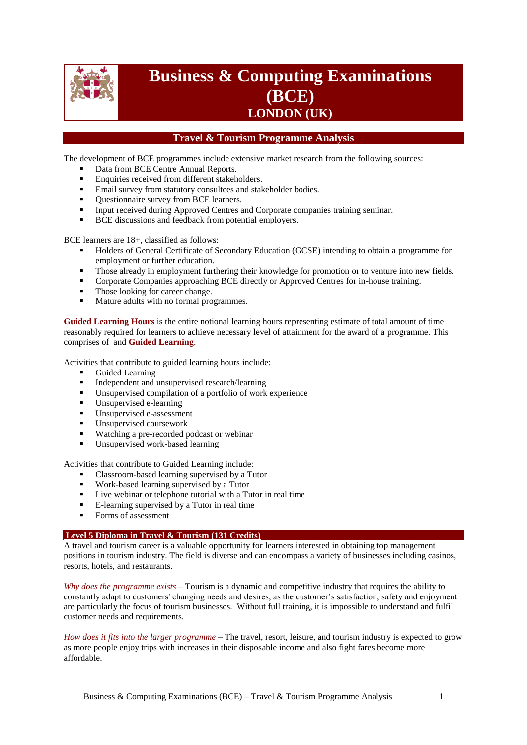# Business & Computing Examinations (BCE)

## LONDON (UK)

## Travel & Tourism Programme Analysis

The development of BCE programmes include extensive market research from the following sources:

- Data from BCE Centre Annual Reports.
- Enquiries received from different stakeholders.
- Email survey from statutory consultees and stakeholder bodies.
- Questionnaire survey from BCE learners.
- Input received during Approved Centres and Corporate companies training seminar.
- BCE discussions and feedback from potential employers.

BCE learners are 18+, classified as follows:

- Holders of General Certificate of Secondary Education (GCSE) intending to obtain a programme for employment or further education.
- Those already in employment furthering their knowledge for promotion or to venture into new fields.
- Corporate Companies approaching BCE directly or Approved Centres for in-house training.
- Those looking for career change.
- Mature adults with no formal programmes.

**Guided Learning Hours** is the entire notional learning hours representing estimate of total amount of time reasonably required for learners to achieve necessary level of attainment for the award of a programme. This comprises of  and **Guided Learning**.

Activities that contribute to guided learning hours include:

- Guided Learning
- Independent and unsupervised research/learning
- Unsupervised compilation of a portfolio of work experience
- Unsupervised e-learning
- Unsupervised e-assessment
- Unsupervised coursework
- Watching a pre-recorded podcast or webinar
- Unsupervised work-based learning

Activities that contribute to Guided Learning include:

- Classroom-based learning supervised by a Tutor
- Work-based learning supervised by a Tutor
- Live webinar or telephone tutorial with a Tutor in real time
- E-learning supervised by a Tutor in real time
- Forms of assessment

### Level 5 Diploma in Travel & Tourism (131 Credits)

A travel and tourism career is a valuable opportunity for learners interested in obtaining top management positions in tourism industry. The field is diverse and can encompass a variety of businesses including casinos, resorts, hotels, and restaurants.

*Why does the programme exists* – Tourism is a dynamic and competitive industry that requires the ability to constantly adapt to customers' changing needs and desires, as the customer's satisfaction, safety and enjoyment are particularly the focus of tourism businesses. Without full training, it is impossible to understand and fulfil customer needs and requirements.

*How does it fits into the larger programme* – The travel, resort, leisure, and tourism industry is expected to grow as more people enjoy trips with increases in their disposable income and also fight fares become more affordable.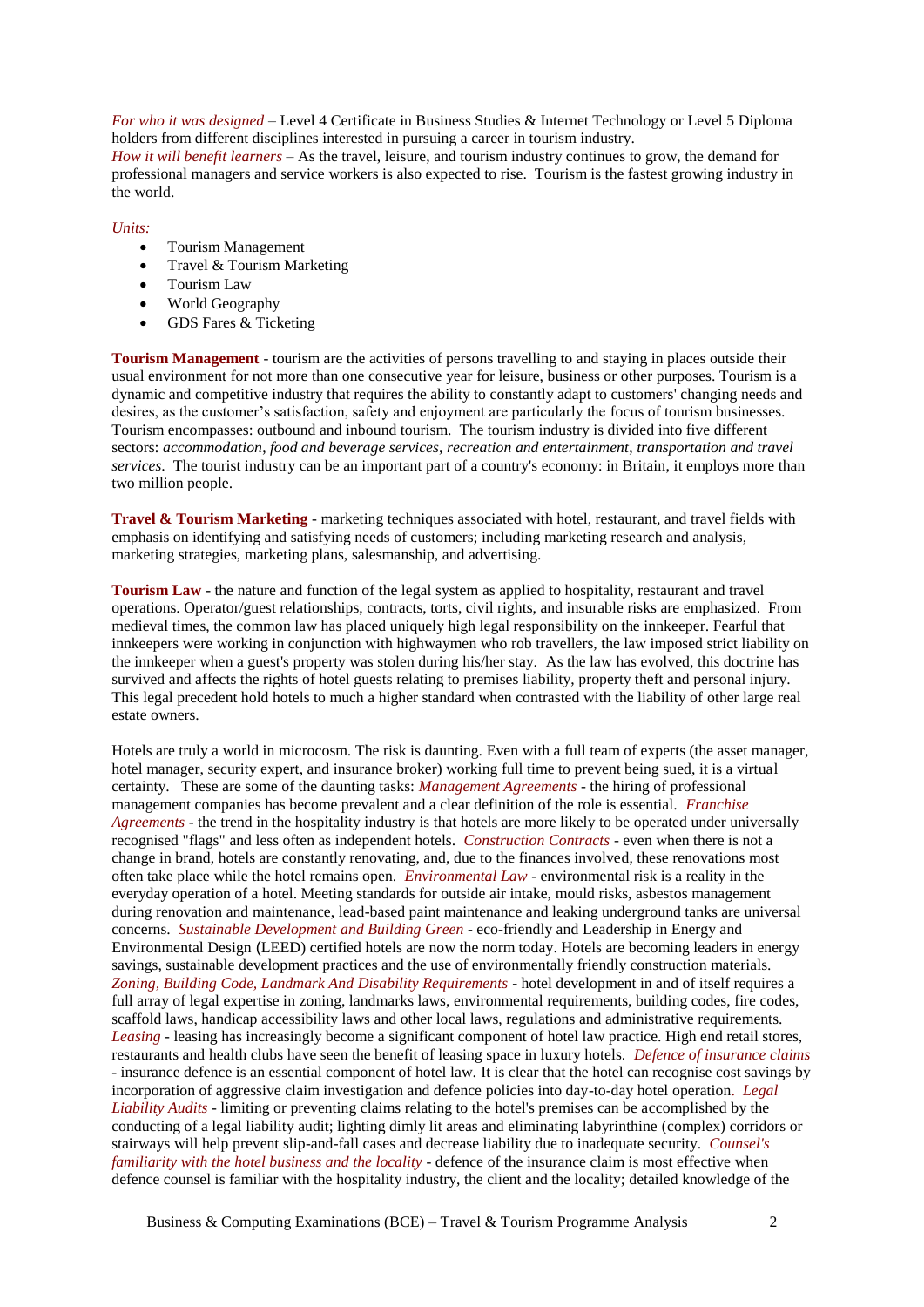*For who it was designed* – Level 4 Certificate in Business Studies & Internet Technology or Level 5 Diploma holders from different disciplines interested in pursuing a career in tourism industry.
*How it will benefit learners* – As the travel, leisure, and tourism industry continues to grow, the demand for professional managers and service workers is also expected to rise. Tourism is the fastest growing industry in the world.

*Units:*

- Tourism Management
- Travel & Tourism Marketing
- Tourism Law
- World Geography
- GDS Fares & Ticketing

**Tourism Management** - tourism are the activities of persons travelling to and staying in places outside their usual environment for not more than one consecutive year for leisure, business or other purposes. Tourism is a dynamic and competitive industry that requires the ability to constantly adapt to customers' changing needs and desires, as the customer's satisfaction, safety and enjoyment are particularly the focus of tourism businesses. Tourism encompasses: outbound and inbound tourism. The tourism industry is divided into five different sectors: *accommodation*, *food and beverage services*, *recreation and entertainment*, *transportation and travel services*. The tourist industry can be an important part of a country's economy: in Britain, it employs more than two million people.

**Travel & Tourism Marketing** - marketing techniques associated with hotel, restaurant, and travel fields with emphasis on identifying and satisfying needs of customers; including marketing research and analysis, marketing strategies, marketing plans, salesmanship, and advertising.

**Tourism Law** - the nature and function of the legal system as applied to hospitality, restaurant and travel operations. Operator/guest relationships, contracts, torts, civil rights, and insurable risks are emphasized. From medieval times, the common law has placed uniquely high legal responsibility on the innkeeper. Fearful that innkeepers were working in conjunction with highwaymen who rob travellers, the law imposed strict liability on the innkeeper when a guest's property was stolen during his/her stay. As the law has evolved, this doctrine has survived and affects the rights of hotel guests relating to premises liability, property theft and personal injury. This legal precedent hold hotels to much a higher standard when contrasted with the liability of other large real estate owners.

Hotels are truly a world in microcosm. The risk is daunting. Even with a full team of experts (the asset manager, hotel manager, security expert, and insurance broker) working full time to prevent being sued, it is a virtual certainty. These are some of the daunting tasks: *Management Agreements* - the hiring of professional management companies has become prevalent and a clear definition of the role is essential. *Franchise Agreements* - the trend in the hospitality industry is that hotels are more likely to be operated under universally recognised "flags" and less often as independent hotels. *Construction Contracts* - even when there is not a change in brand, hotels are constantly renovating, and, due to the finances involved, these renovations most often take place while the hotel remains open. *Environmental Law* - environmental risk is a reality in the everyday operation of a hotel. Meeting standards for outside air intake, mould risks, asbestos management during renovation and maintenance, lead-based paint maintenance and leaking underground tanks are universal concerns. *Sustainable Development and Building Green* - eco-friendly and Leadership in Energy and Environmental Design (LEED) certified hotels are now the norm today. Hotels are becoming leaders in energy savings, sustainable development practices and the use of environmentally friendly construction materials. *Zoning, Building Code, Landmark And Disability Requirements* - hotel development in and of itself requires a full array of legal expertise in zoning, landmarks laws, environmental requirements, building codes, fire codes, scaffold laws, handicap accessibility laws and other local laws, regulations and administrative requirements. *Leasing* - leasing has increasingly become a significant component of hotel law practice. High end retail stores, restaurants and health clubs have seen the benefit of leasing space in luxury hotels. *Defence of insurance claims* - insurance defence is an essential component of hotel law. It is clear that the hotel can recognise cost savings by incorporation of aggressive claim investigation and defence policies into day-to-day hotel operation. *Legal Liability Audits* - limiting or preventing claims relating to the hotel's premises can be accomplished by the conducting of a legal liability audit; lighting dimly lit areas and eliminating labyrinthine (complex) corridors or stairways will help prevent slip-and-fall cases and decrease liability due to inadequate security. *Counsel's familiarity with the hotel business and the locality* - defence of the insurance claim is most effective when defence counsel is familiar with the hospitality industry, the client and the locality; detailed knowledge of the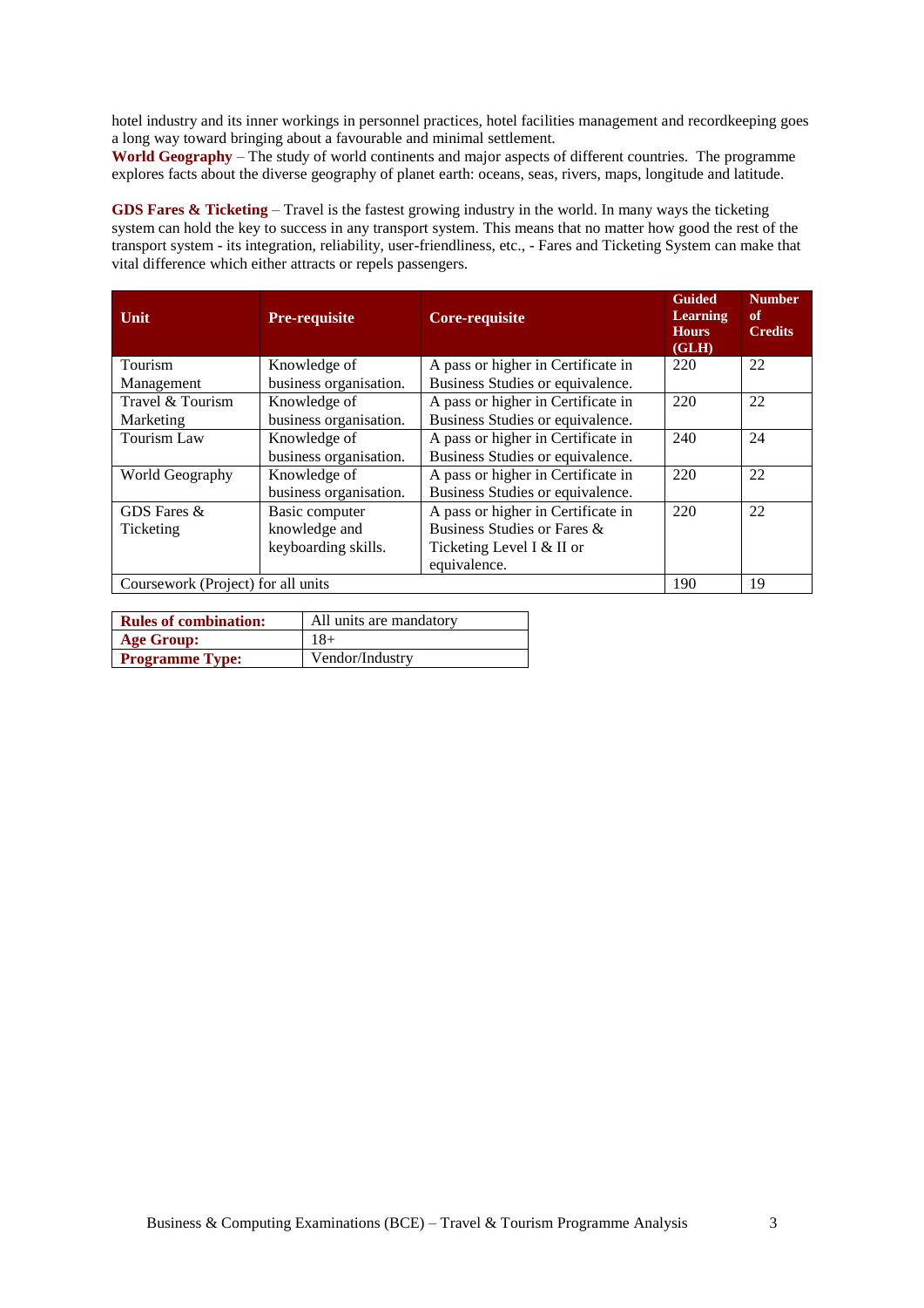hotel industry and its inner workings in personnel practices, hotel facilities management and recordkeeping goes a long way toward bringing about a favourable and minimal settlement.

**World Geography** – The study of world continents and major aspects of different countries. The programme explores facts about the diverse geography of planet earth: oceans, seas, rivers, maps, longitude and latitude.

**GDS Fares & Ticketing** – Travel is the fastest growing industry in the world. In many ways the ticketing system can hold the key to success in any transport system. This means that no matter how good the rest of the transport system - its integration, reliability, user-friendliness, etc., - Fares and Ticketing System can make that vital difference which either attracts or repels passengers.

| Unit | Pre-requisite | Core-requisite | Guided Learning Hours (GLH) | Number of Credits |
|---|---|---|---|---|
| Tourism Management | Knowledge of business organisation. | A pass or higher in Certificate in Business Studies or equivalence. | 220 | 22 |
| Travel & Tourism Marketing | Knowledge of business organisation. | A pass or higher in Certificate in Business Studies or equivalence. | 220 | 22 |
| Tourism Law | Knowledge of business organisation. | A pass or higher in Certificate in Business Studies or equivalence. | 240 | 24 |
| World Geography | Knowledge of business organisation. | A pass or higher in Certificate in Business Studies or equivalence. | 220 | 22 |
| GDS Fares & Ticketing | Basic computer knowledge and keyboarding skills. | A pass or higher in Certificate in Business Studies or Fares & Ticketing Level I & II or equivalence. | 220 | 22 |
| Coursework (Project) for all units | | | 190 | 19 |

| **Rules of combination:** | All units are mandatory |
|---|---|
| **Age Group:** | 18+ |
| **Programme Type:** | Vendor/Industry |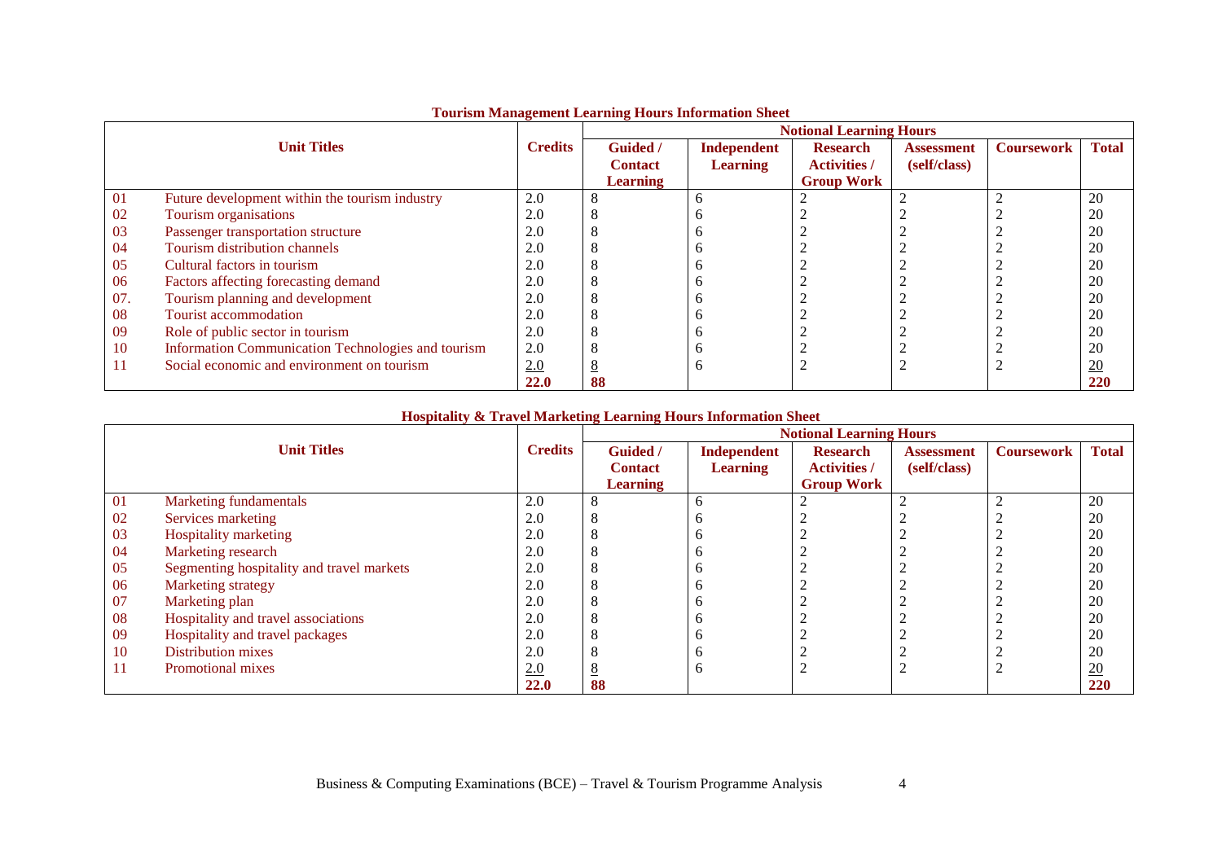## Tourism Management Learning Hours Information Sheet

| | Unit Titles | Credits | Notional Learning Hours | | | | | |
|---|---|---|---|---|---|---|---|---|
| | | | Guided / Contact Learning | Independent Learning | Research Activities / Group Work | Assessment (self/class) | Coursework | Total |
| 01 | Future development within the tourism industry | 2.0 | 8 | 6 | 2 | 2 | 2 | 20 |
| 02 | Tourism organisations | 2.0 | 8 | 6 | 2 | 2 | 2 | 20 |
| 03 | Passenger transportation structure | 2.0 | 8 | 6 | 2 | 2 | 2 | 20 |
| 04 | Tourism distribution channels | 2.0 | 8 | 6 | 2 | 2 | 2 | 20 |
| 05 | Cultural factors in tourism | 2.0 | 8 | 6 | 2 | 2 | 2 | 20 |
| 06 | Factors affecting forecasting demand | 2.0 | 8 | 6 | 2 | 2 | 2 | 20 |
| 07. | Tourism planning and development | 2.0 | 8 | 6 | 2 | 2 | 2 | 20 |
| 08 | Tourist accommodation | 2.0 | 8 | 6 | 2 | 2 | 2 | 20 |
| 09 | Role of public sector in tourism | 2.0 | 8 | 6 | 2 | 2 | 2 | 20 |
| 10 | Information Communication Technologies and tourism | 2.0 | 8 | 6 | 2 | 2 | 2 | 20 |
| 11 | Social economic and environment on tourism | 2.0 | 8 | 6 | 2 | 2 | 2 | 20 |
| | | **22.0** | **88** | | | | | **220** |

## Hospitality & Travel Marketing Learning Hours Information Sheet

| | Unit Titles | Credits | Notional Learning Hours | | | | | |
|---|---|---|---|---|---|---|---|---|
| | | | Guided / Contact Learning | Independent Learning | Research Activities / Group Work | Assessment (self/class) | Coursework | Total |
| 01 | Marketing fundamentals | 2.0 | 8 | 6 | 2 | 2 | 2 | 20 |
| 02 | Services marketing | 2.0 | 8 | 6 | 2 | 2 | 2 | 20 |
| 03 | Hospitality marketing | 2.0 | 8 | 6 | 2 | 2 | 2 | 20 |
| 04 | Marketing research | 2.0 | 8 | 6 | 2 | 2 | 2 | 20 |
| 05 | Segmenting hospitality and travel markets | 2.0 | 8 | 6 | 2 | 2 | 2 | 20 |
| 06 | Marketing strategy | 2.0 | 8 | 6 | 2 | 2 | 2 | 20 |
| 07 | Marketing plan | 2.0 | 8 | 6 | 2 | 2 | 2 | 20 |
| 08 | Hospitality and travel associations | 2.0 | 8 | 6 | 2 | 2 | 2 | 20 |
| 09 | Hospitality and travel packages | 2.0 | 8 | 6 | 2 | 2 | 2 | 20 |
| 10 | Distribution mixes | 2.0 | 8 | 6 | 2 | 2 | 2 | 20 |
| 11 | Promotional mixes | 2.0 | 8 | 6 | 2 | 2 | 2 | 20 |
| | | **22.0** | **88** | | | | | **220** |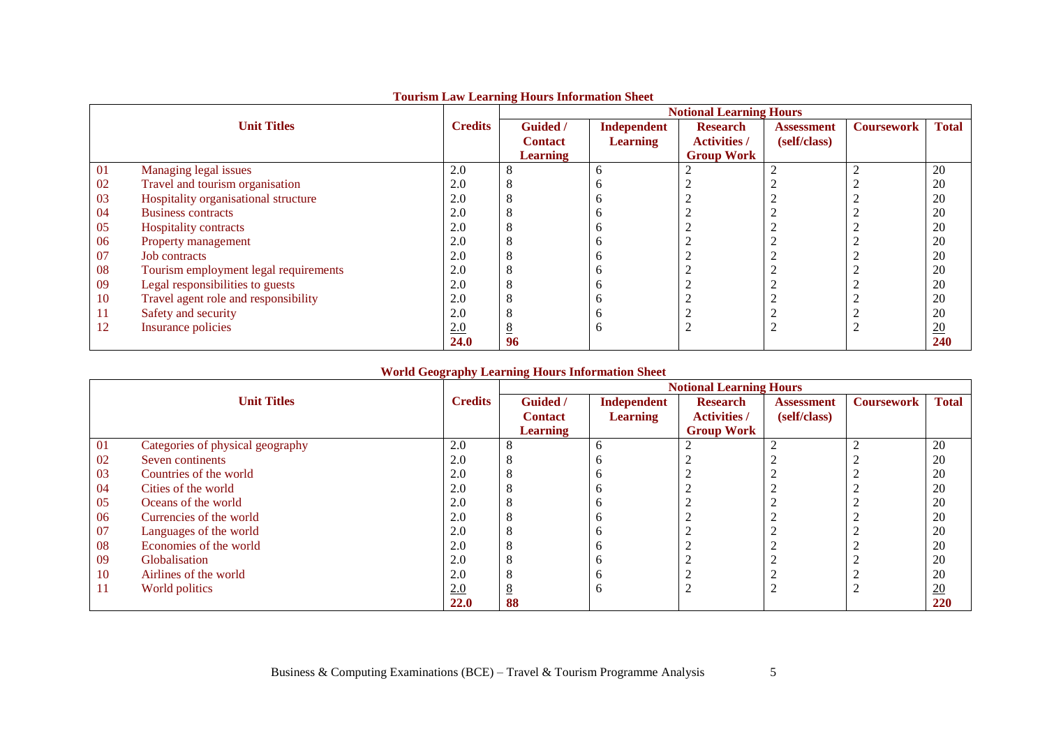**Tourism Law Learning Hours Information Sheet**

| Unit Titles | | Credits | Notional Learning Hours | | | | | |
|---|---|---|---|---|---|---|---|---|
| | | | Guided / Contact Learning | Independent Learning | Research Activities / Group Work | Assessment (self/class) | Coursework | Total |
| 01 | Managing legal issues | 2.0 | 8 | 6 | 2 | 2 | 2 | 20 |
| 02 | Travel and tourism organisation | 2.0 | 8 | 6 | 2 | 2 | 2 | 20 |
| 03 | Hospitality organisational structure | 2.0 | 8 | 6 | 2 | 2 | 2 | 20 |
| 04 | Business contracts | 2.0 | 8 | 6 | 2 | 2 | 2 | 20 |
| 05 | Hospitality contracts | 2.0 | 8 | 6 | 2 | 2 | 2 | 20 |
| 06 | Property management | 2.0 | 8 | 6 | 2 | 2 | 2 | 20 |
| 07 | Job contracts | 2.0 | 8 | 6 | 2 | 2 | 2 | 20 |
| 08 | Tourism employment legal requirements | 2.0 | 8 | 6 | 2 | 2 | 2 | 20 |
| 09 | Legal responsibilities to guests | 2.0 | 8 | 6 | 2 | 2 | 2 | 20 |
| 10 | Travel agent role and responsibility | 2.0 | 8 | 6 | 2 | 2 | 2 | 20 |
| 11 | Safety and security | 2.0 | 8 | 6 | 2 | 2 | 2 | 20 |
| 12 | Insurance policies | 2.0 | 8 | 6 | 2 | 2 | 2 | 20 |
| | | **24.0** | **96** | | | | | **240** |

**World Geography Learning Hours Information Sheet**

| Unit Titles | | Credits | Notional Learning Hours | | | | | |
|---|---|---|---|---|---|---|---|---|
| | | | Guided / Contact Learning | Independent Learning | Research Activities / Group Work | Assessment (self/class) | Coursework | Total |
| 01 | Categories of physical geography | 2.0 | 8 | 6 | 2 | 2 | 2 | 20 |
| 02 | Seven continents | 2.0 | 8 | 6 | 2 | 2 | 2 | 20 |
| 03 | Countries of the world | 2.0 | 8 | 6 | 2 | 2 | 2 | 20 |
| 04 | Cities of the world | 2.0 | 8 | 6 | 2 | 2 | 2 | 20 |
| 05 | Oceans of the world | 2.0 | 8 | 6 | 2 | 2 | 2 | 20 |
| 06 | Currencies of the world | 2.0 | 8 | 6 | 2 | 2 | 2 | 20 |
| 07 | Languages of the world | 2.0 | 8 | 6 | 2 | 2 | 2 | 20 |
| 08 | Economies of the world | 2.0 | 8 | 6 | 2 | 2 | 2 | 20 |
| 09 | Globalisation | 2.0 | 8 | 6 | 2 | 2 | 2 | 20 |
| 10 | Airlines of the world | 2.0 | 8 | 6 | 2 | 2 | 2 | 20 |
| 11 | World politics | 2.0 | 8 | 6 | 2 | 2 | 2 | 20 |
| | | **22.0** | **88** | | | | | **220** |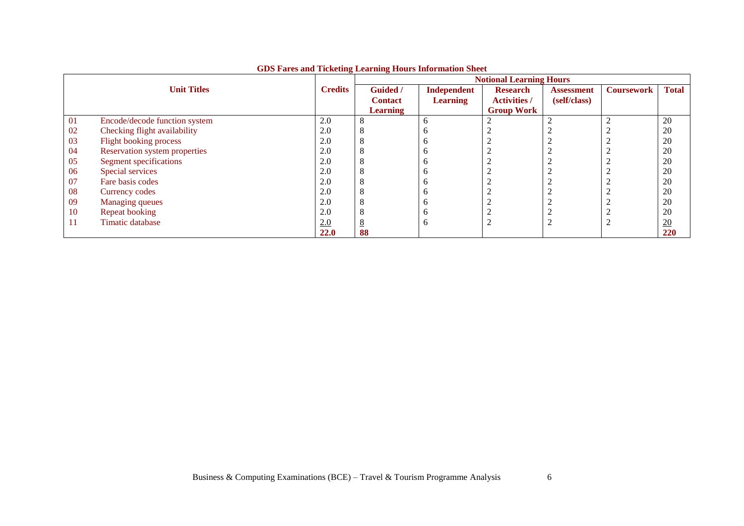**GDS Fares and Ticketing Learning Hours Information Sheet**

| | Unit Titles | Credits | Notional Learning Hours | | | | | |
|---|---|---|---|---|---|---|---|---|
| | | | Guided / Contact Learning | Independent Learning | Research Activities / Group Work | Assessment (self/class) | Coursework | Total |
| 01 | Encode/decode function system | 2.0 | 8 | 6 | 2 | 2 | 2 | 20 |
| 02 | Checking flight availability | 2.0 | 8 | 6 | 2 | 2 | 2 | 20 |
| 03 | Flight booking process | 2.0 | 8 | 6 | 2 | 2 | 2 | 20 |
| 04 | Reservation system properties | 2.0 | 8 | 6 | 2 | 2 | 2 | 20 |
| 05 | Segment specifications | 2.0 | 8 | 6 | 2 | 2 | 2 | 20 |
| 06 | Special services | 2.0 | 8 | 6 | 2 | 2 | 2 | 20 |
| 07 | Fare basis codes | 2.0 | 8 | 6 | 2 | 2 | 2 | 20 |
| 08 | Currency codes | 2.0 | 8 | 6 | 2 | 2 | 2 | 20 |
| 09 | Managing queues | 2.0 | 8 | 6 | 2 | 2 | 2 | 20 |
| 10 | Repeat booking | 2.0 | 8 | 6 | 2 | 2 | 2 | 20 |
| 11 | Timatic database | 2.0 | 8 | 6 | 2 | 2 | 2 | 20 |
| | | **22.0** | **88** | | | | | **220** |